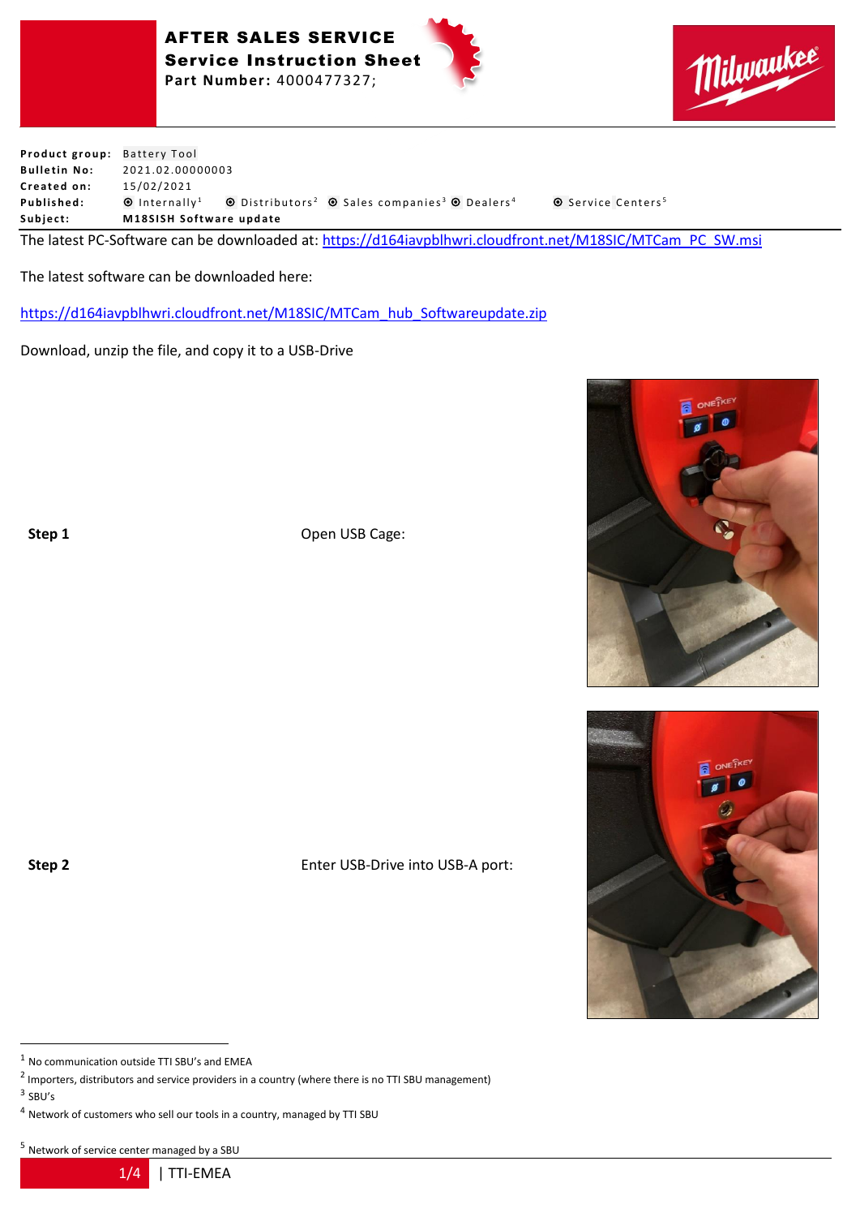# AFTER SALES SERVICE

## Service Instruction Sheet

**Part Number:** 4000477327;

| | |
|---|---|
| **Product group:** | Battery Tool |
| **Bulletin No:** | 2021.02.00000003 |
| **Created on:** | 15/02/2021 |
| **Published:** | ⦿ Internally[1] ⦿ Distributors[2] ⦿ Sales companies[3] ⦿ Dealers[4] ⦿ Service Centers[5] |
| **Subject:** | **M18SISH Software update** |

The latest PC-Software can be downloaded at: [https://d164iavpblhwri.cloudfront.net/M18SIC/MTCam_PC_SW.msi](https://d164iavpblhwri.cloudfront.net/M18SIC/MTCam_PC_SW.msi)

The latest software can be downloaded here:

[https://d164iavpblhwri.cloudfront.net/M18SIC/MTCam_hub_Softwareupdate.zip](https://d164iavpblhwri.cloudfront.net/M18SIC/MTCam_hub_Softwareupdate.zip)

Download, unzip the file, and copy it to a USB-Drive

**Step 1** Open USB Cage:

**Step 2** Enter USB-Drive into USB-A port:

---

[1] No communication outside TTI SBU's and EMEA

[2] Importers, distributors and service providers in a country (where there is no TTI SBU management)

[3] SBU's

[4] Network of customers who sell our tools in a country, managed by TTI SBU

[5] Network of service center managed by a SBU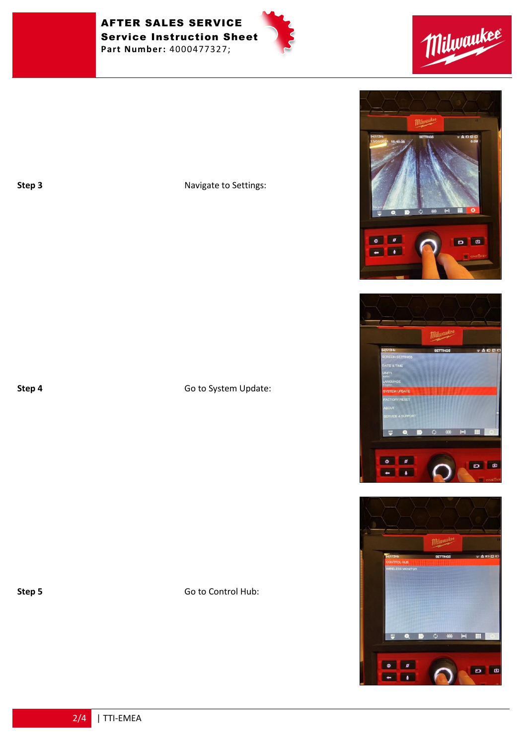**Step 3** Navigate to Settings:

**Step 4** Go to System Update:

**Step 5** Go to Control Hub: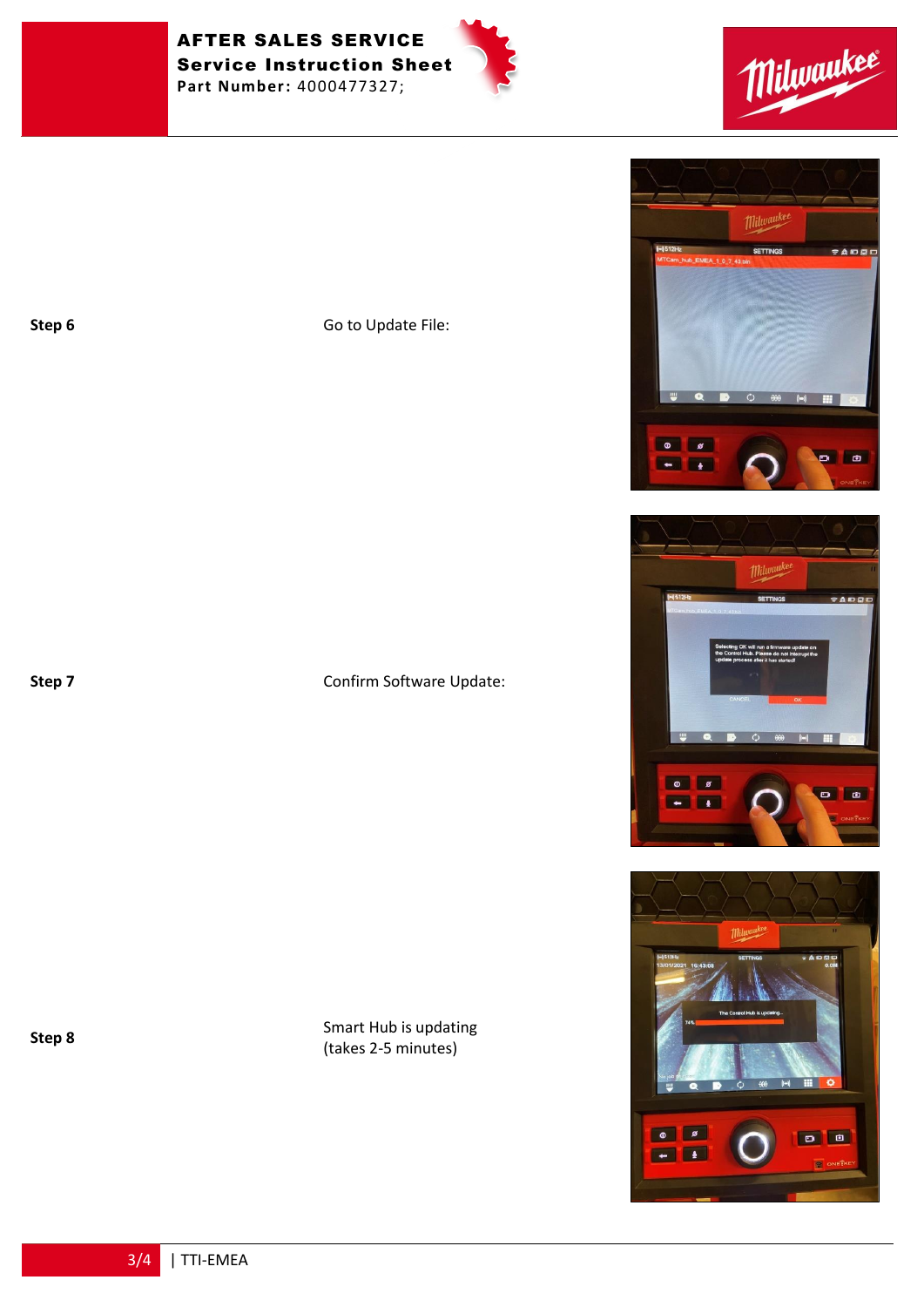| | |
|---|---|
| **Step 6** | Go to Update File: |
| **Step 7** | Confirm Software Update: |
| **Step 8** | Smart Hub is updating (takes 2-5 minutes) |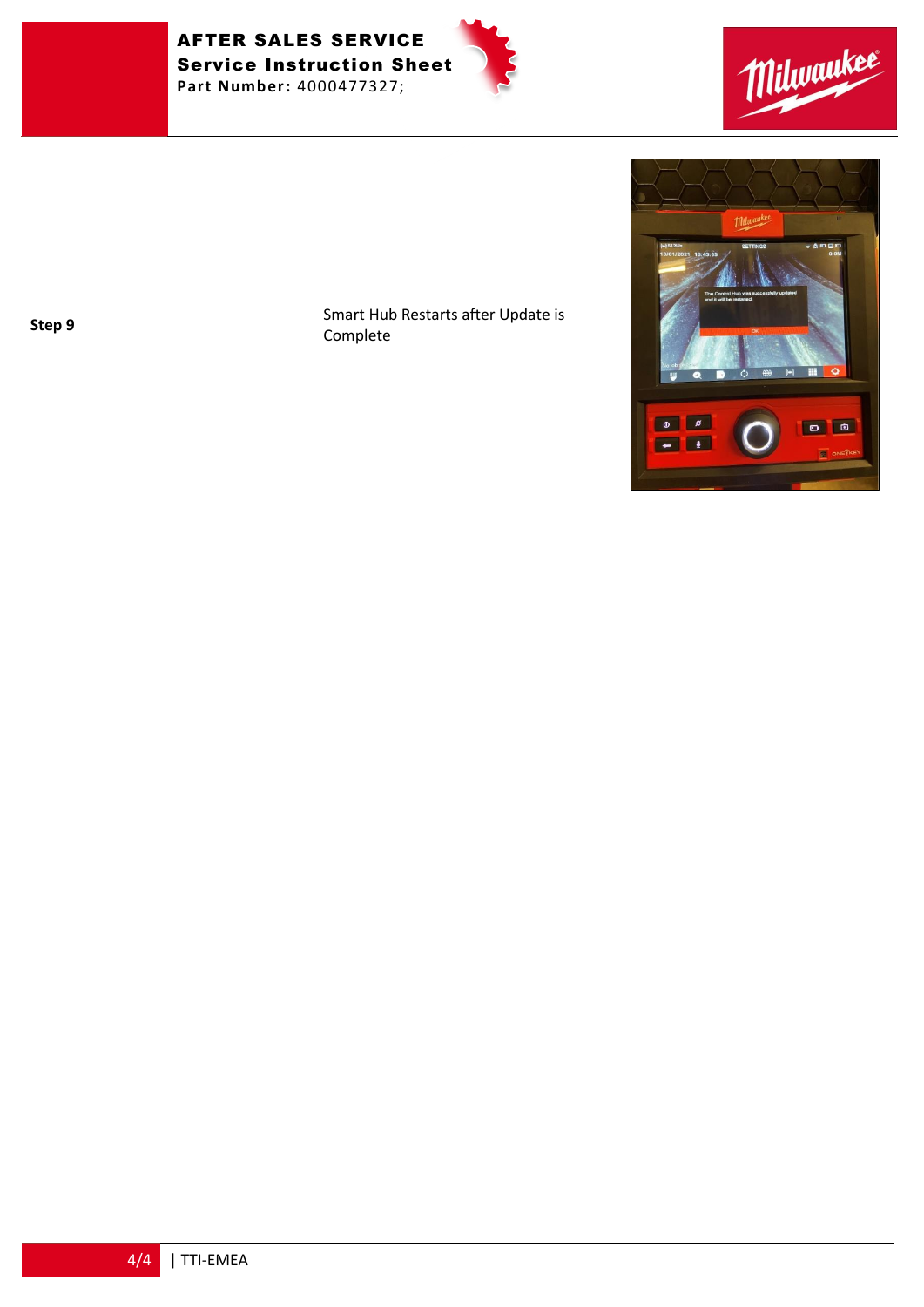**Step 9**

Smart Hub Restarts after Update is Complete